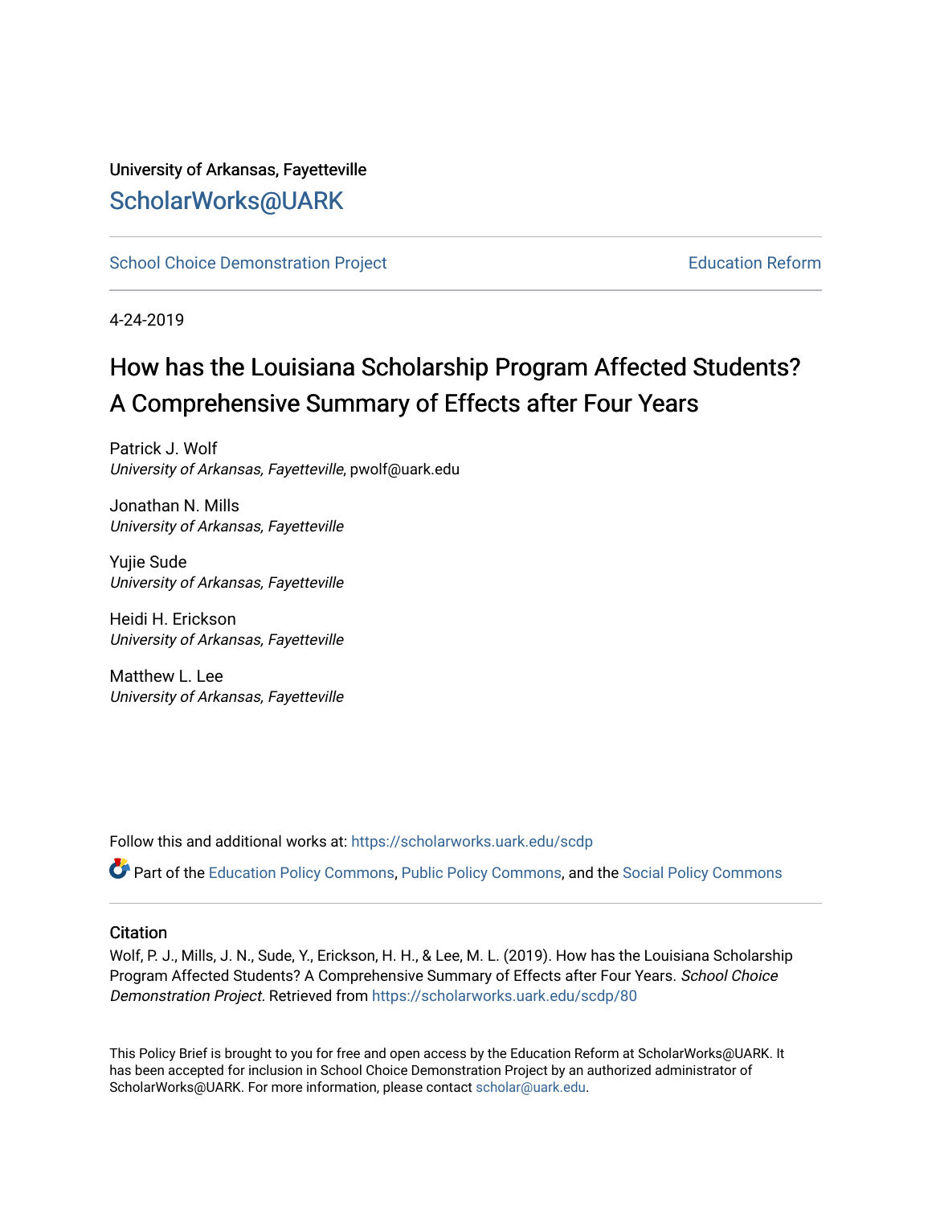University of Arkansas, Fayetteville

# ScholarWorks@UARK

School Choice Demonstration Project | Education Reform

4-24-2019

# How has the Louisiana Scholarship Program Affected Students? A Comprehensive Summary of Effects after Four Years

Patrick J. Wolf
*University of Arkansas, Fayetteville*, pwolf@uark.edu

Jonathan N. Mills
*University of Arkansas, Fayetteville*

Yujie Sude
*University of Arkansas, Fayetteville*

Heidi H. Erickson
*University of Arkansas, Fayetteville*

Matthew L. Lee
*University of Arkansas, Fayetteville*

Follow this and additional works at: https://scholarworks.uark.edu/scdp

Part of the Education Policy Commons, Public Policy Commons, and the Social Policy Commons

## Citation

Wolf, P. J., Mills, J. N., Sude, Y., Erickson, H. H., & Lee, M. L. (2019). How has the Louisiana Scholarship Program Affected Students? A Comprehensive Summary of Effects after Four Years. *School Choice Demonstration Project*. Retrieved from https://scholarworks.uark.edu/scdp/80

This Policy Brief is brought to you for free and open access by the Education Reform at ScholarWorks@UARK. It has been accepted for inclusion in School Choice Demonstration Project by an authorized administrator of ScholarWorks@UARK. For more information, please contact scholar@uark.edu.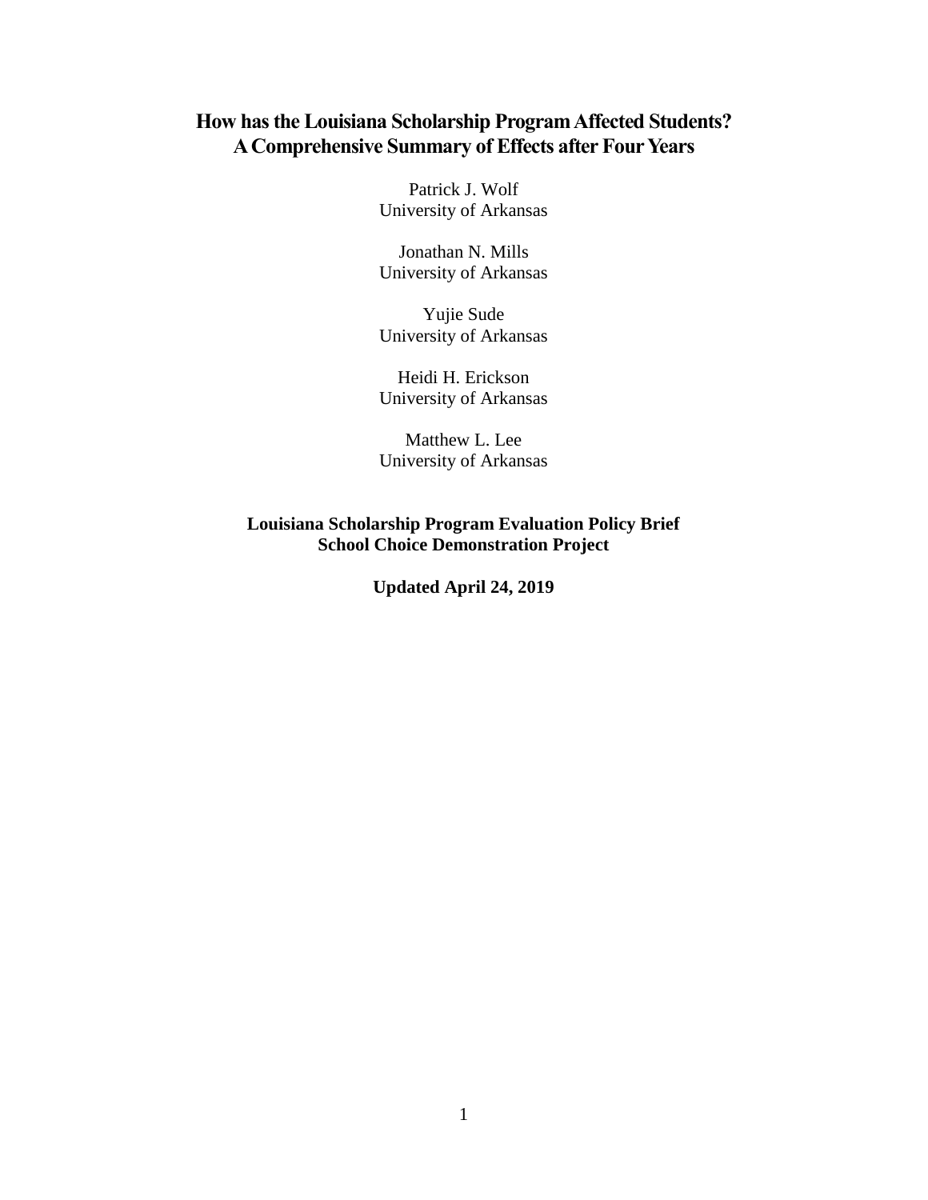# How has the Louisiana Scholarship Program Affected Students? A Comprehensive Summary of Effects after Four Years

Patrick J. Wolf
University of Arkansas

Jonathan N. Mills
University of Arkansas

Yujie Sude
University of Arkansas

Heidi H. Erickson
University of Arkansas

Matthew L. Lee
University of Arkansas

**Louisiana Scholarship Program Evaluation Policy Brief**
**School Choice Demonstration Project**

**Updated April 24, 2019**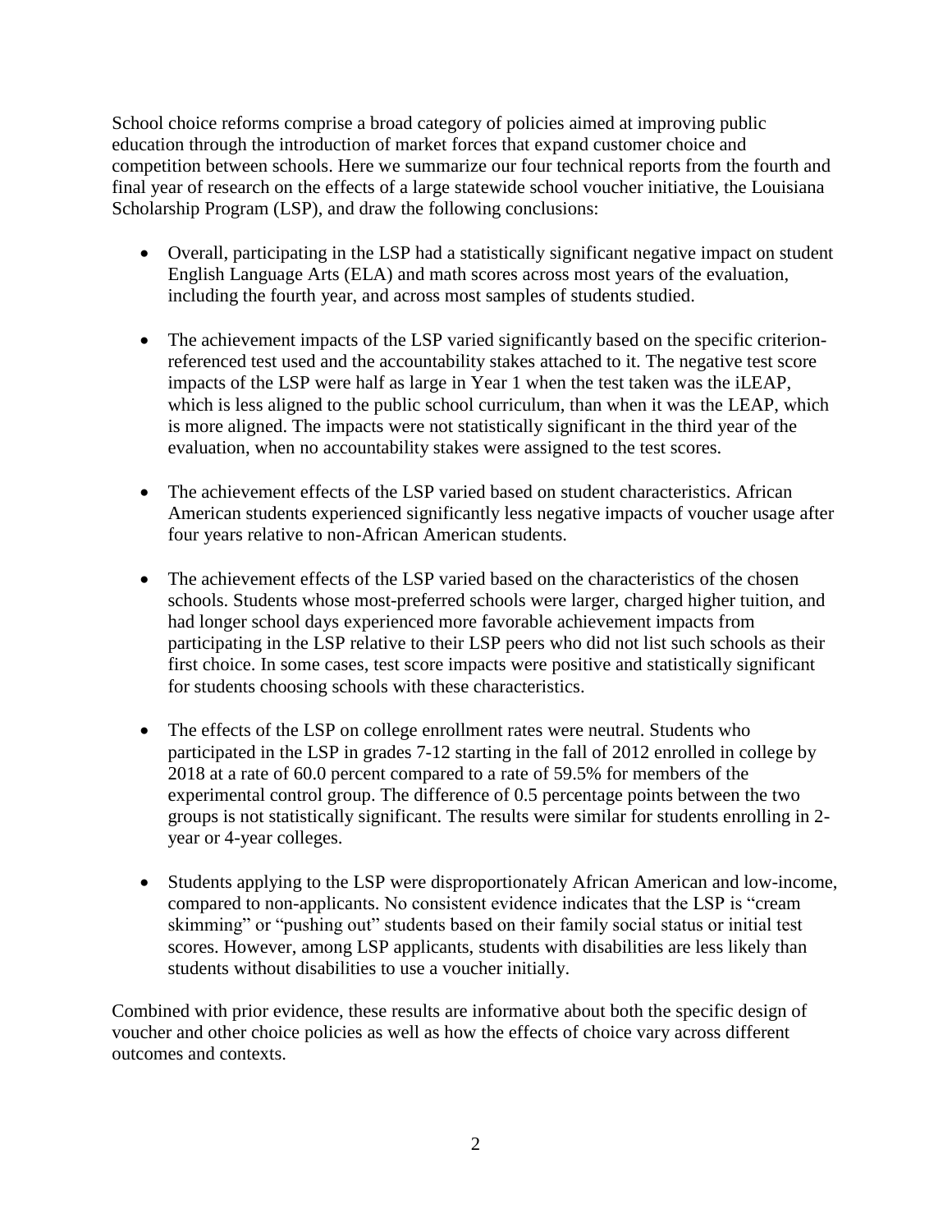School choice reforms comprise a broad category of policies aimed at improving public education through the introduction of market forces that expand customer choice and competition between schools. Here we summarize our four technical reports from the fourth and final year of research on the effects of a large statewide school voucher initiative, the Louisiana Scholarship Program (LSP), and draw the following conclusions:

- Overall, participating in the LSP had a statistically significant negative impact on student English Language Arts (ELA) and math scores across most years of the evaluation, including the fourth year, and across most samples of students studied.

- The achievement impacts of the LSP varied significantly based on the specific criterion-referenced test used and the accountability stakes attached to it. The negative test score impacts of the LSP were half as large in Year 1 when the test taken was the iLEAP, which is less aligned to the public school curriculum, than when it was the LEAP, which is more aligned. The impacts were not statistically significant in the third year of the evaluation, when no accountability stakes were assigned to the test scores.

- The achievement effects of the LSP varied based on student characteristics. African American students experienced significantly less negative impacts of voucher usage after four years relative to non-African American students.

- The achievement effects of the LSP varied based on the characteristics of the chosen schools. Students whose most-preferred schools were larger, charged higher tuition, and had longer school days experienced more favorable achievement impacts from participating in the LSP relative to their LSP peers who did not list such schools as their first choice. In some cases, test score impacts were positive and statistically significant for students choosing schools with these characteristics.

- The effects of the LSP on college enrollment rates were neutral. Students who participated in the LSP in grades 7-12 starting in the fall of 2012 enrolled in college by 2018 at a rate of 60.0 percent compared to a rate of 59.5% for members of the experimental control group. The difference of 0.5 percentage points between the two groups is not statistically significant. The results were similar for students enrolling in 2-year or 4-year colleges.

- Students applying to the LSP were disproportionately African American and low-income, compared to non-applicants. No consistent evidence indicates that the LSP is "cream skimming" or "pushing out" students based on their family social status or initial test scores. However, among LSP applicants, students with disabilities are less likely than students without disabilities to use a voucher initially.

Combined with prior evidence, these results are informative about both the specific design of voucher and other choice policies as well as how the effects of choice vary across different outcomes and contexts.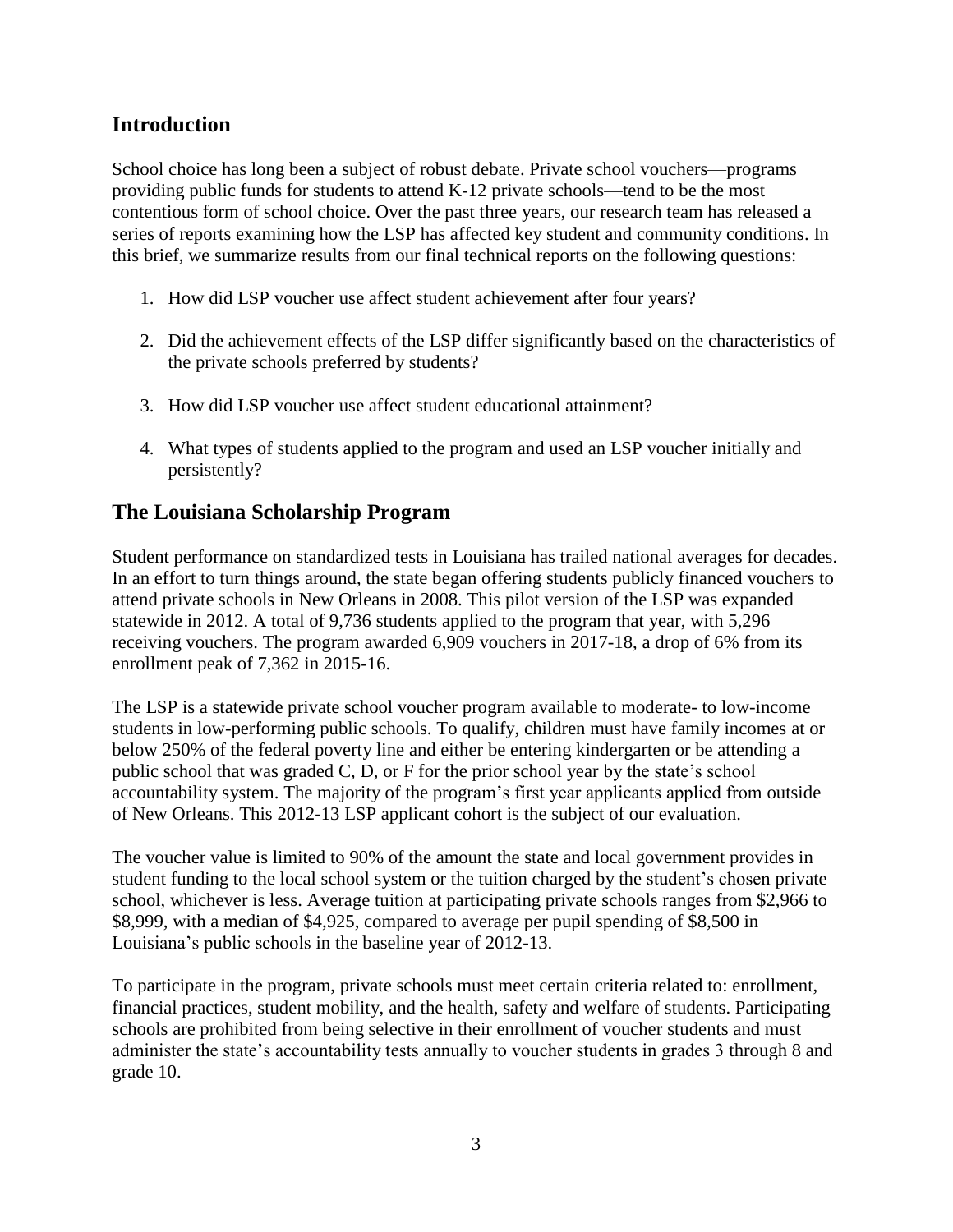## Introduction

School choice has long been a subject of robust debate. Private school vouchers—programs providing public funds for students to attend K-12 private schools—tend to be the most contentious form of school choice. Over the past three years, our research team has released a series of reports examining how the LSP has affected key student and community conditions. In this brief, we summarize results from our final technical reports on the following questions:

1. How did LSP voucher use affect student achievement after four years?

2. Did the achievement effects of the LSP differ significantly based on the characteristics of the private schools preferred by students?

3. How did LSP voucher use affect student educational attainment?

4. What types of students applied to the program and used an LSP voucher initially and persistently?

## The Louisiana Scholarship Program

Student performance on standardized tests in Louisiana has trailed national averages for decades. In an effort to turn things around, the state began offering students publicly financed vouchers to attend private schools in New Orleans in 2008. This pilot version of the LSP was expanded statewide in 2012. A total of 9,736 students applied to the program that year, with 5,296 receiving vouchers. The program awarded 6,909 vouchers in 2017-18, a drop of 6% from its enrollment peak of 7,362 in 2015-16.

The LSP is a statewide private school voucher program available to moderate- to low-income students in low-performing public schools. To qualify, children must have family incomes at or below 250% of the federal poverty line and either be entering kindergarten or be attending a public school that was graded C, D, or F for the prior school year by the state's school accountability system. The majority of the program's first year applicants applied from outside of New Orleans. This 2012-13 LSP applicant cohort is the subject of our evaluation.

The voucher value is limited to 90% of the amount the state and local government provides in student funding to the local school system or the tuition charged by the student's chosen private school, whichever is less. Average tuition at participating private schools ranges from $2,966 to $8,999, with a median of $4,925, compared to average per pupil spending of $8,500 in Louisiana's public schools in the baseline year of 2012-13.

To participate in the program, private schools must meet certain criteria related to: enrollment, financial practices, student mobility, and the health, safety and welfare of students. Participating schools are prohibited from being selective in their enrollment of voucher students and must administer the state's accountability tests annually to voucher students in grades 3 through 8 and grade 10.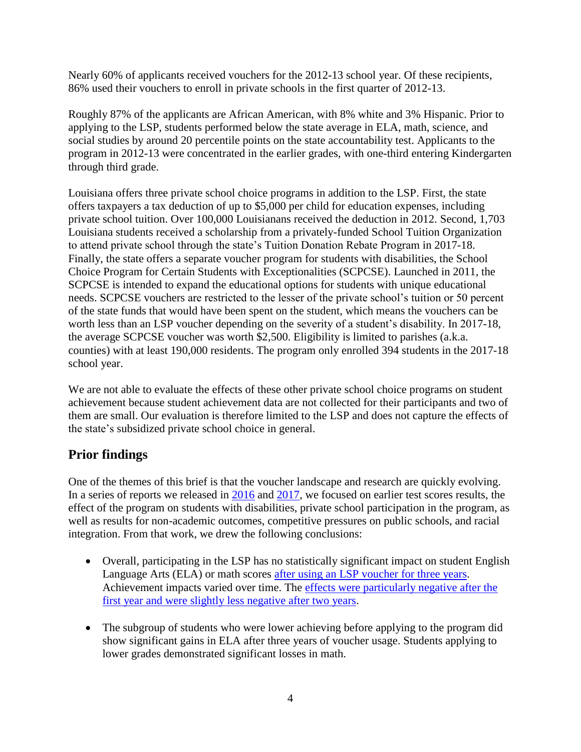Nearly 60% of applicants received vouchers for the 2012-13 school year. Of these recipients, 86% used their vouchers to enroll in private schools in the first quarter of 2012-13.

Roughly 87% of the applicants are African American, with 8% white and 3% Hispanic. Prior to applying to the LSP, students performed below the state average in ELA, math, science, and social studies by around 20 percentile points on the state accountability test. Applicants to the program in 2012-13 were concentrated in the earlier grades, with one-third entering Kindergarten through third grade.

Louisiana offers three private school choice programs in addition to the LSP. First, the state offers taxpayers a tax deduction of up to $5,000 per child for education expenses, including private school tuition. Over 100,000 Louisianans received the deduction in 2012. Second, 1,703 Louisiana students received a scholarship from a privately-funded School Tuition Organization to attend private school through the state's Tuition Donation Rebate Program in 2017-18. Finally, the state offers a separate voucher program for students with disabilities, the School Choice Program for Certain Students with Exceptionalities (SCPCSE). Launched in 2011, the SCPCSE is intended to expand the educational options for students with unique educational needs. SCPCSE vouchers are restricted to the lesser of the private school's tuition or 50 percent of the state funds that would have been spent on the student, which means the vouchers can be worth less than an LSP voucher depending on the severity of a student's disability. In 2017-18, the average SCPCSE voucher was worth $2,500. Eligibility is limited to parishes (a.k.a. counties) with at least 190,000 residents. The program only enrolled 394 students in the 2017-18 school year.

We are not able to evaluate the effects of these other private school choice programs on student achievement because student achievement data are not collected for their participants and two of them are small. Our evaluation is therefore limited to the LSP and does not capture the effects of the state's subsidized private school choice in general.

## Prior findings

One of the themes of this brief is that the voucher landscape and research are quickly evolving. In a series of reports we released in 2016 and 2017, we focused on earlier test scores results, the effect of the program on students with disabilities, private school participation in the program, as well as results for non-academic outcomes, competitive pressures on public schools, and racial integration. From that work, we drew the following conclusions:

- Overall, participating in the LSP has no statistically significant impact on student English Language Arts (ELA) or math scores after using an LSP voucher for three years. Achievement impacts varied over time. The effects were particularly negative after the first year and were slightly less negative after two years.
- The subgroup of students who were lower achieving before applying to the program did show significant gains in ELA after three years of voucher usage. Students applying to lower grades demonstrated significant losses in math.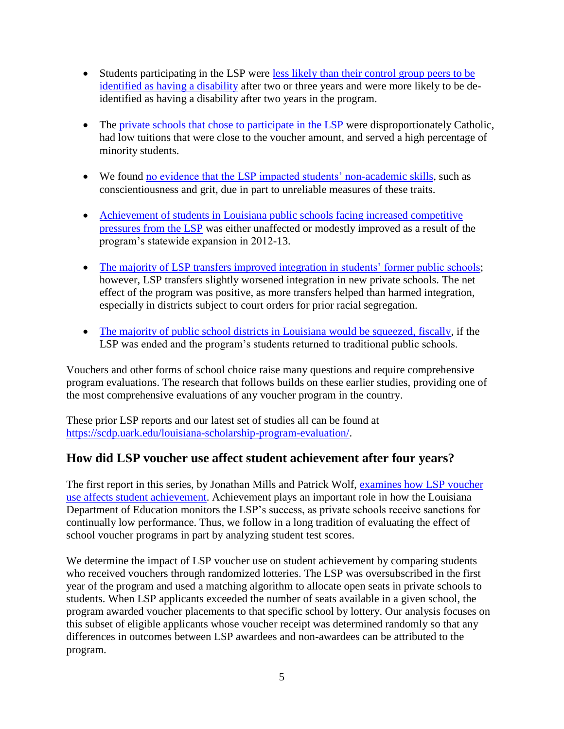- Students participating in the LSP were less likely than their control group peers to be identified as having a disability after two or three years and were more likely to be de-identified as having a disability after two years in the program.

- The private schools that chose to participate in the LSP were disproportionately Catholic, had low tuitions that were close to the voucher amount, and served a high percentage of minority students.

- We found no evidence that the LSP impacted students' non-academic skills, such as conscientiousness and grit, due in part to unreliable measures of these traits.

- Achievement of students in Louisiana public schools facing increased competitive pressures from the LSP was either unaffected or modestly improved as a result of the program's statewide expansion in 2012-13.

- The majority of LSP transfers improved integration in students' former public schools; however, LSP transfers slightly worsened integration in new private schools. The net effect of the program was positive, as more transfers helped than harmed integration, especially in districts subject to court orders for prior racial segregation.

- The majority of public school districts in Louisiana would be squeezed, fiscally, if the LSP was ended and the program's students returned to traditional public schools.

Vouchers and other forms of school choice raise many questions and require comprehensive program evaluations. The research that follows builds on these earlier studies, providing one of the most comprehensive evaluations of any voucher program in the country.

These prior LSP reports and our latest set of studies all can be found at https://scdp.uark.edu/louisiana-scholarship-program-evaluation/.

## How did LSP voucher use affect student achievement after four years?

The first report in this series, by Jonathan Mills and Patrick Wolf, examines how LSP voucher use affects student achievement. Achievement plays an important role in how the Louisiana Department of Education monitors the LSP's success, as private schools receive sanctions for continually low performance. Thus, we follow in a long tradition of evaluating the effect of school voucher programs in part by analyzing student test scores.

We determine the impact of LSP voucher use on student achievement by comparing students who received vouchers through randomized lotteries. The LSP was oversubscribed in the first year of the program and used a matching algorithm to allocate open seats in private schools to students. When LSP applicants exceeded the number of seats available in a given school, the program awarded voucher placements to that specific school by lottery. Our analysis focuses on this subset of eligible applicants whose voucher receipt was determined randomly so that any differences in outcomes between LSP awardees and non-awardees can be attributed to the program.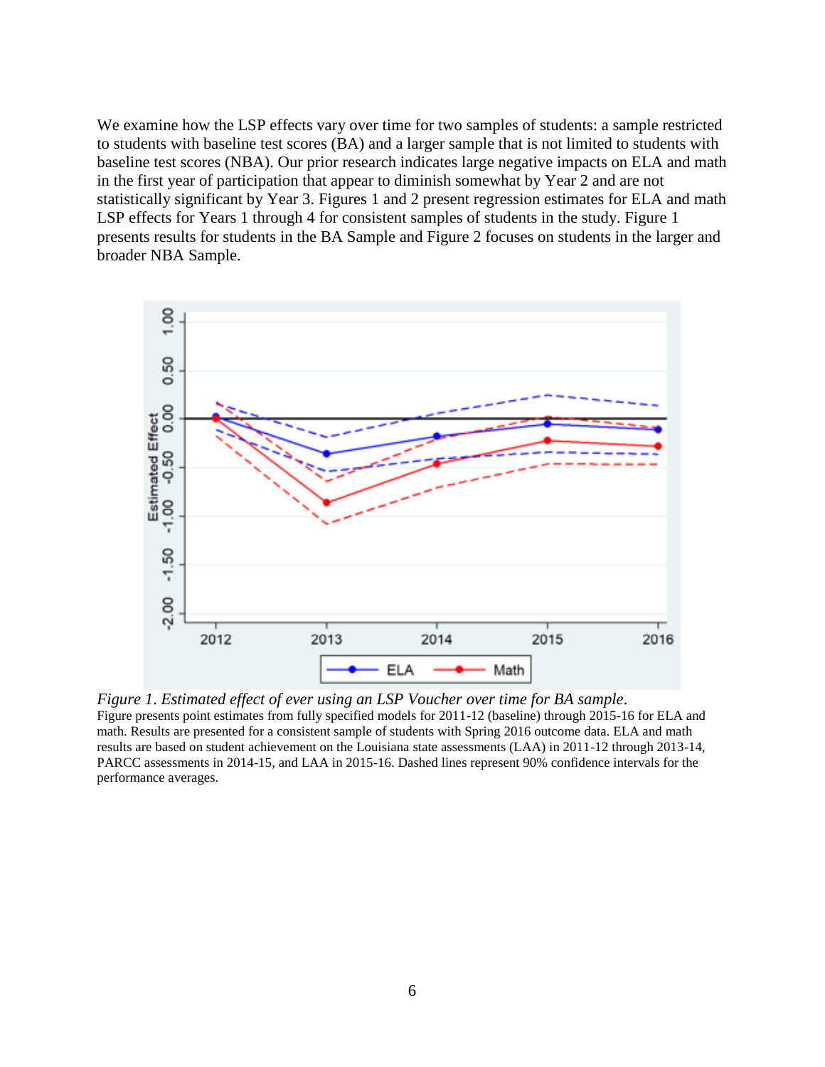We examine how the LSP effects vary over time for two samples of students: a sample restricted to students with baseline test scores (BA) and a larger sample that is not limited to students with baseline test scores (NBA). Our prior research indicates large negative impacts on ELA and math in the first year of participation that appear to diminish somewhat by Year 2 and are not statistically significant by Year 3. Figures 1 and 2 present regression estimates for ELA and math LSP effects for Years 1 through 4 for consistent samples of students in the study. Figure 1 presents results for students in the BA Sample and Figure 2 focuses on students in the larger and broader NBA Sample.

*Figure 1. Estimated effect of ever using an LSP Voucher over time for BA sample.*
Figure presents point estimates from fully specified models for 2011-12 (baseline) through 2015-16 for ELA and math. Results are presented for a consistent sample of students with Spring 2016 outcome data. ELA and math results are based on student achievement on the Louisiana state assessments (LAA) in 2011-12 through 2013-14, PARCC assessments in 2014-15, and LAA in 2015-16. Dashed lines represent 90% confidence intervals for the performance averages.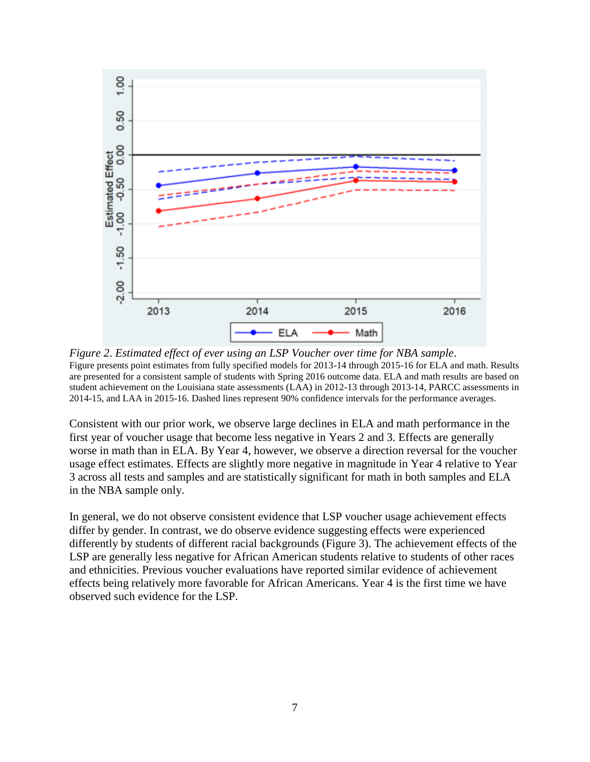*Figure 2*. *Estimated effect of ever using an LSP Voucher over time for NBA sample*.
Figure presents point estimates from fully specified models for 2013-14 through 2015-16 for ELA and math. Results are presented for a consistent sample of students with Spring 2016 outcome data. ELA and math results are based on student achievement on the Louisiana state assessments (LAA) in 2012-13 through 2013-14, PARCC assessments in 2014-15, and LAA in 2015-16. Dashed lines represent 90% confidence intervals for the performance averages.

Consistent with our prior work, we observe large declines in ELA and math performance in the first year of voucher usage that become less negative in Years 2 and 3. Effects are generally worse in math than in ELA. By Year 4, however, we observe a direction reversal for the voucher usage effect estimates. Effects are slightly more negative in magnitude in Year 4 relative to Year 3 across all tests and samples and are statistically significant for math in both samples and ELA in the NBA sample only.

In general, we do not observe consistent evidence that LSP voucher usage achievement effects differ by gender. In contrast, we do observe evidence suggesting effects were experienced differently by students of different racial backgrounds (Figure 3). The achievement effects of the LSP are generally less negative for African American students relative to students of other races and ethnicities. Previous voucher evaluations have reported similar evidence of achievement effects being relatively more favorable for African Americans. Year 4 is the first time we have observed such evidence for the LSP.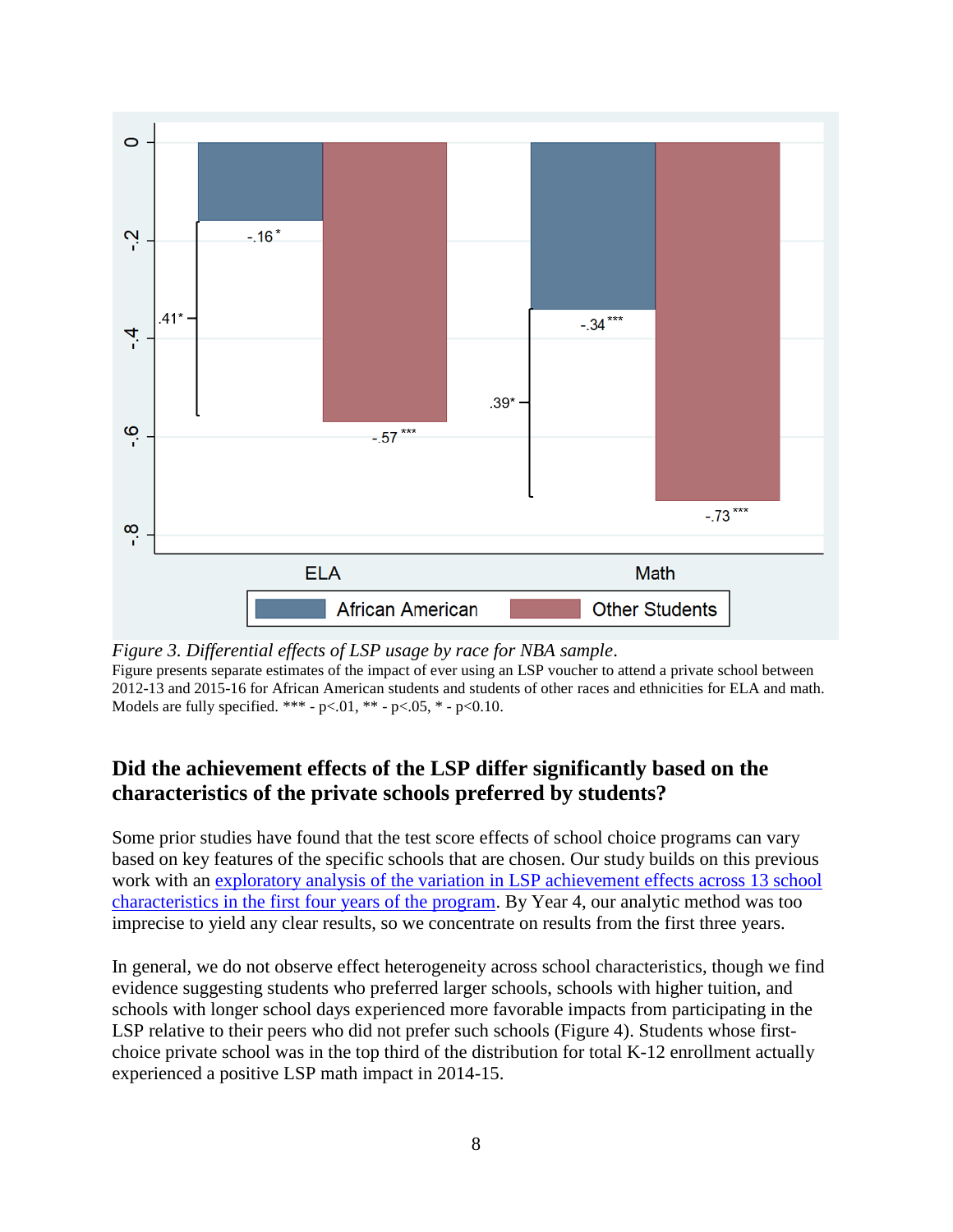*Figure 3. Differential effects of LSP usage by race for NBA sample*.
Figure presents separate estimates of the impact of ever using an LSP voucher to attend a private school between 2012-13 and 2015-16 for African American students and students of other races and ethnicities for ELA and math. Models are fully specified. *** - p<.01, ** - p<.05, * - p<0.10.

## Did the achievement effects of the LSP differ significantly based on the characteristics of the private schools preferred by students?

Some prior studies have found that the test score effects of school choice programs can vary based on key features of the specific schools that are chosen. Our study builds on this previous work with an exploratory analysis of the variation in LSP achievement effects across 13 school characteristics in the first four years of the program. By Year 4, our analytic method was too imprecise to yield any clear results, so we concentrate on results from the first three years.

In general, we do not observe effect heterogeneity across school characteristics, though we find evidence suggesting students who preferred larger schools, schools with higher tuition, and schools with longer school days experienced more favorable impacts from participating in the LSP relative to their peers who did not prefer such schools (Figure 4). Students whose first-choice private school was in the top third of the distribution for total K-12 enrollment actually experienced a positive LSP math impact in 2014-15.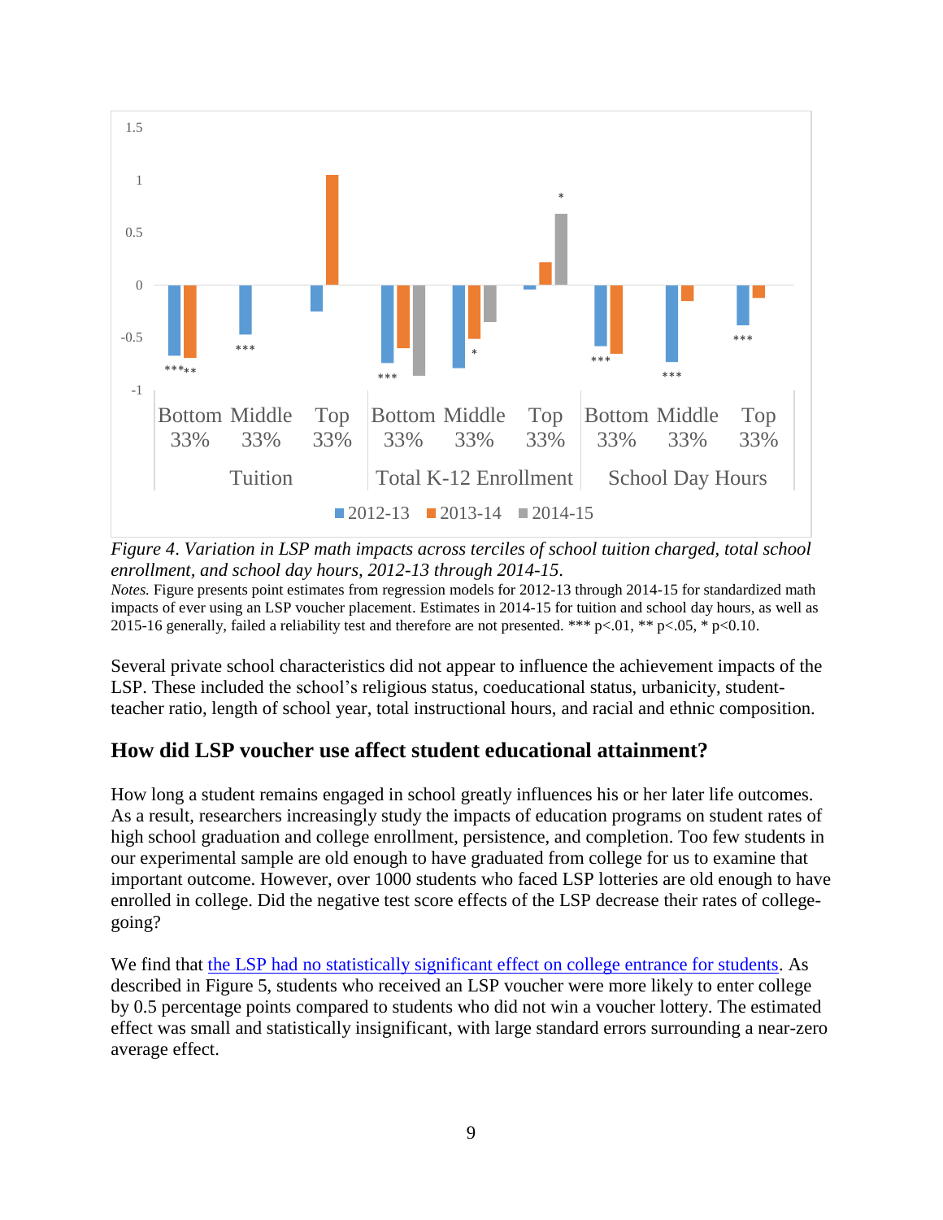*Figure 4. Variation in LSP math impacts across terciles of school tuition charged, total school enrollment, and school day hours, 2012-13 through 2014-15.*

*Notes.* Figure presents point estimates from regression models for 2012-13 through 2014-15 for standardized math impacts of ever using an LSP voucher placement. Estimates in 2014-15 for tuition and school day hours, as well as 2015-16 generally, failed a reliability test and therefore are not presented. *** p<.01, ** p<.05, * p<0.10.

Several private school characteristics did not appear to influence the achievement impacts of the LSP. These included the school's religious status, coeducational status, urbanicity, student-teacher ratio, length of school year, total instructional hours, and racial and ethnic composition.

## How did LSP voucher use affect student educational attainment?

How long a student remains engaged in school greatly influences his or her later life outcomes. As a result, researchers increasingly study the impacts of education programs on student rates of high school graduation and college enrollment, persistence, and completion. Too few students in our experimental sample are old enough to have graduated from college for us to examine that important outcome. However, over 1000 students who faced LSP lotteries are old enough to have enrolled in college. Did the negative test score effects of the LSP decrease their rates of college-going?

We find that the LSP had no statistically significant effect on college entrance for students. As described in Figure 5, students who received an LSP voucher were more likely to enter college by 0.5 percentage points compared to students who did not win a voucher lottery. The estimated effect was small and statistically insignificant, with large standard errors surrounding a near-zero average effect.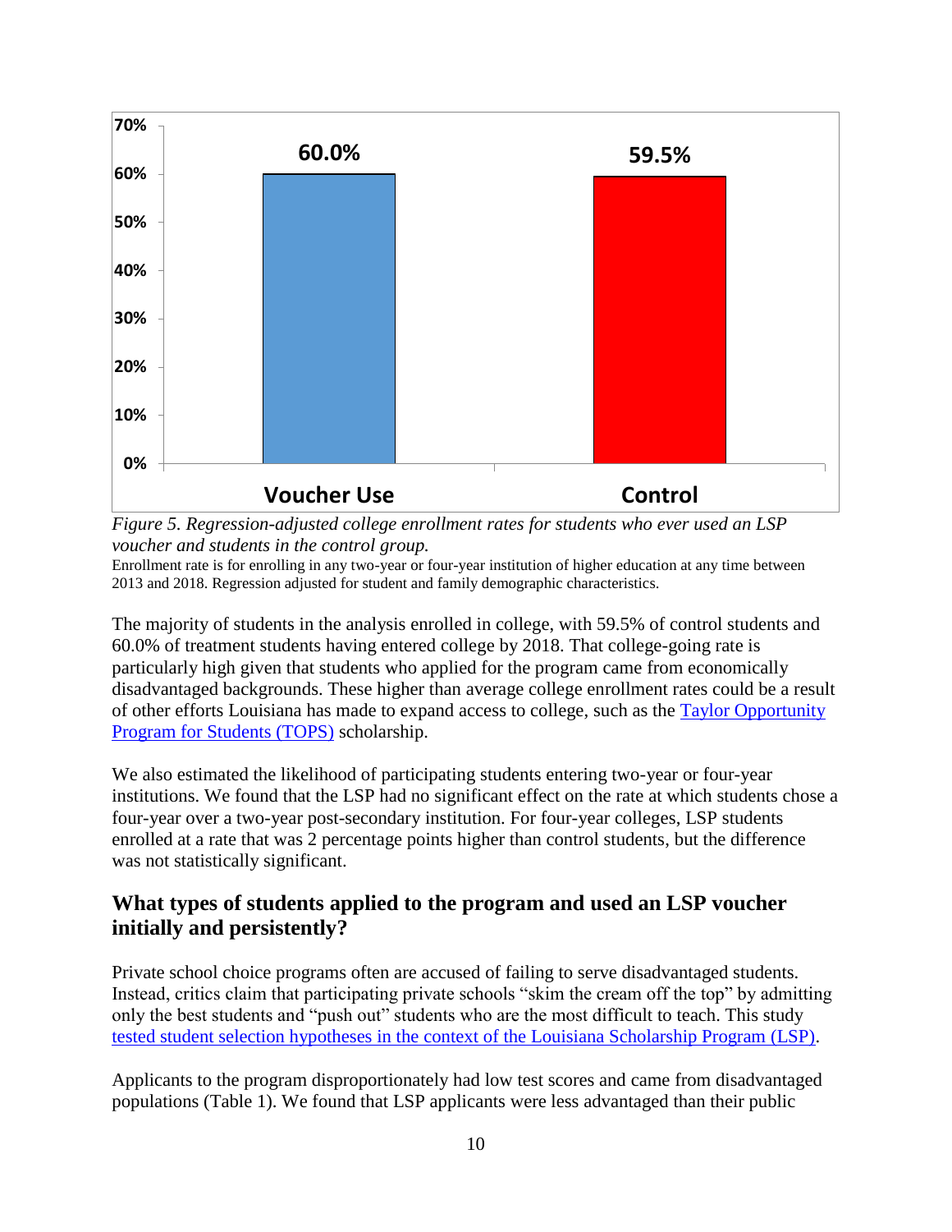*Figure 5. Regression-adjusted college enrollment rates for students who ever used an LSP voucher and students in the control group.*

Enrollment rate is for enrolling in any two-year or four-year institution of higher education at any time between 2013 and 2018. Regression adjusted for student and family demographic characteristics.

The majority of students in the analysis enrolled in college, with 59.5% of control students and 60.0% of treatment students having entered college by 2018. That college-going rate is particularly high given that students who applied for the program came from economically disadvantaged backgrounds. These higher than average college enrollment rates could be a result of other efforts Louisiana has made to expand access to college, such as the Taylor Opportunity Program for Students (TOPS) scholarship.

We also estimated the likelihood of participating students entering two-year or four-year institutions. We found that the LSP had no significant effect on the rate at which students chose a four-year over a two-year post-secondary institution. For four-year colleges, LSP students enrolled at a rate that was 2 percentage points higher than control students, but the difference was not statistically significant.

## What types of students applied to the program and used an LSP voucher initially and persistently?

Private school choice programs often are accused of failing to serve disadvantaged students. Instead, critics claim that participating private schools "skim the cream off the top" by admitting only the best students and "push out" students who are the most difficult to teach. This study tested student selection hypotheses in the context of the Louisiana Scholarship Program (LSP).

Applicants to the program disproportionately had low test scores and came from disadvantaged populations (Table 1). We found that LSP applicants were less advantaged than their public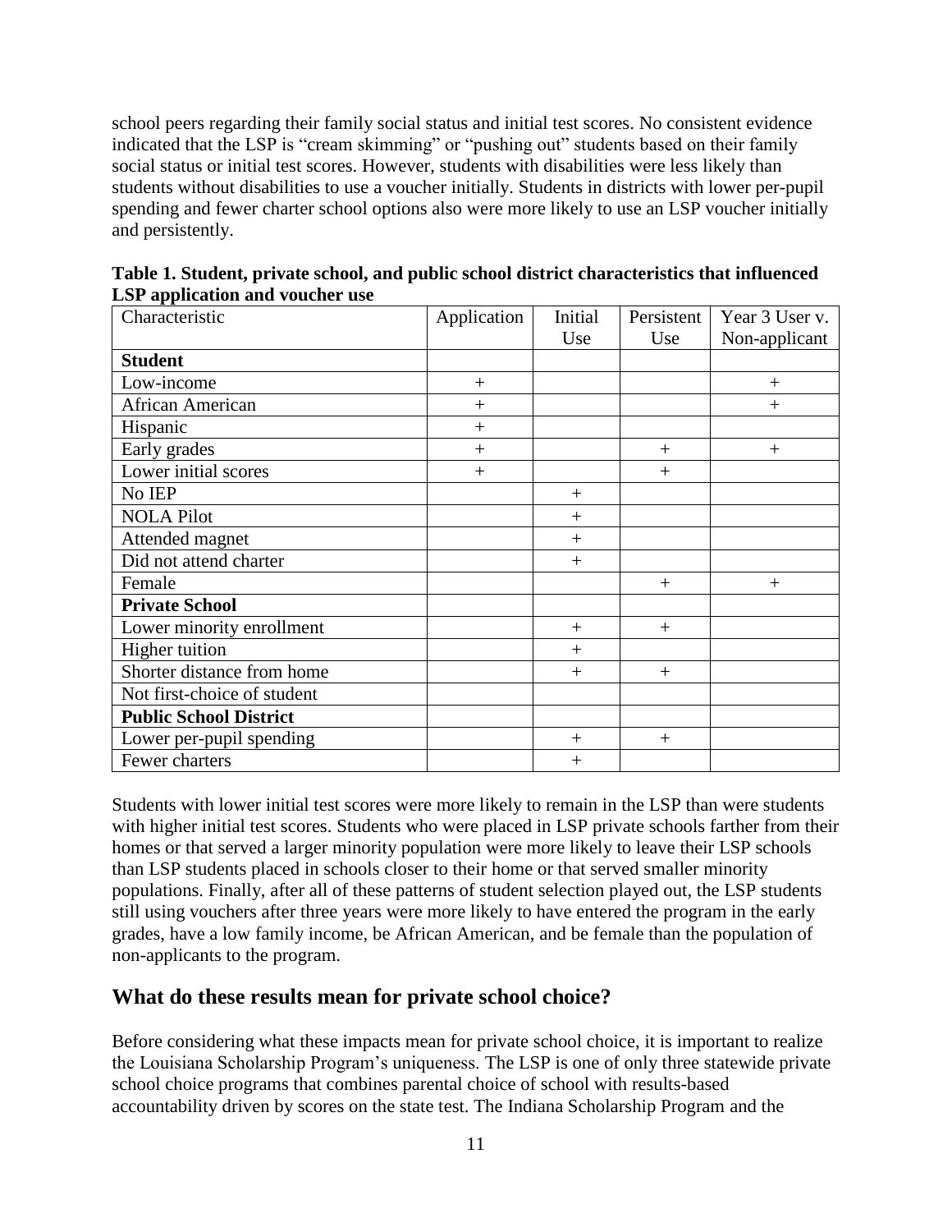school peers regarding their family social status and initial test scores. No consistent evidence indicated that the LSP is "cream skimming" or "pushing out" students based on their family social status or initial test scores. However, students with disabilities were less likely than students without disabilities to use a voucher initially. Students in districts with lower per-pupil spending and fewer charter school options also were more likely to use an LSP voucher initially and persistently.

**Table 1. Student, private school, and public school district characteristics that influenced LSP application and voucher use**

| Characteristic | Application | Initial Use | Persistent Use | Year 3 User v. Non-applicant |
|---|---|---|---|---|
| **Student** | | | | |
| Low-income | + | | | + |
| African American | + | | | + |
| Hispanic | + | | | |
| Early grades | + | | + | + |
| Lower initial scores | + | | + | |
| No IEP | | + | | |
| NOLA Pilot | | + | | |
| Attended magnet | | + | | |
| Did not attend charter | | + | | |
| Female | | | + | + |
| **Private School** | | | | |
| Lower minority enrollment | | + | + | |
| Higher tuition | | + | | |
| Shorter distance from home | | + | + | |
| Not first-choice of student | | | | |
| **Public School District** | | | | |
| Lower per-pupil spending | | + | + | |
| Fewer charters | | + | | |

Students with lower initial test scores were more likely to remain in the LSP than were students with higher initial test scores. Students who were placed in LSP private schools farther from their homes or that served a larger minority population were more likely to leave their LSP schools than LSP students placed in schools closer to their home or that served smaller minority populations. Finally, after all of these patterns of student selection played out, the LSP students still using vouchers after three years were more likely to have entered the program in the early grades, have a low family income, be African American, and be female than the population of non-applicants to the program.

## What do these results mean for private school choice?

Before considering what these impacts mean for private school choice, it is important to realize the Louisiana Scholarship Program's uniqueness. The LSP is one of only three statewide private school choice programs that combines parental choice of school with results-based accountability driven by scores on the state test. The Indiana Scholarship Program and the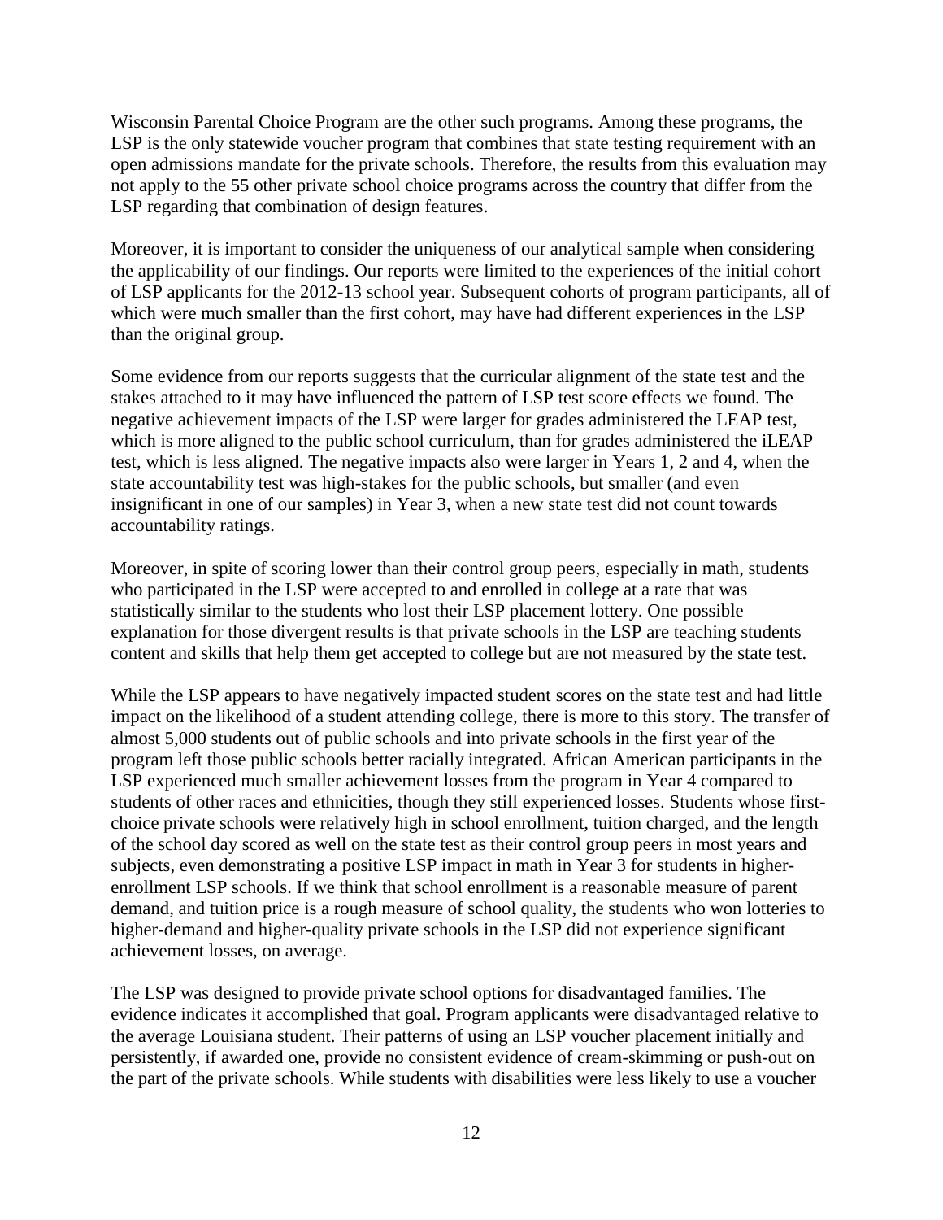Wisconsin Parental Choice Program are the other such programs. Among these programs, the LSP is the only statewide voucher program that combines that state testing requirement with an open admissions mandate for the private schools. Therefore, the results from this evaluation may not apply to the 55 other private school choice programs across the country that differ from the LSP regarding that combination of design features.

Moreover, it is important to consider the uniqueness of our analytical sample when considering the applicability of our findings. Our reports were limited to the experiences of the initial cohort of LSP applicants for the 2012-13 school year. Subsequent cohorts of program participants, all of which were much smaller than the first cohort, may have had different experiences in the LSP than the original group.

Some evidence from our reports suggests that the curricular alignment of the state test and the stakes attached to it may have influenced the pattern of LSP test score effects we found. The negative achievement impacts of the LSP were larger for grades administered the LEAP test, which is more aligned to the public school curriculum, than for grades administered the iLEAP test, which is less aligned. The negative impacts also were larger in Years 1, 2 and 4, when the state accountability test was high-stakes for the public schools, but smaller (and even insignificant in one of our samples) in Year 3, when a new state test did not count towards accountability ratings.

Moreover, in spite of scoring lower than their control group peers, especially in math, students who participated in the LSP were accepted to and enrolled in college at a rate that was statistically similar to the students who lost their LSP placement lottery. One possible explanation for those divergent results is that private schools in the LSP are teaching students content and skills that help them get accepted to college but are not measured by the state test.

While the LSP appears to have negatively impacted student scores on the state test and had little impact on the likelihood of a student attending college, there is more to this story. The transfer of almost 5,000 students out of public schools and into private schools in the first year of the program left those public schools better racially integrated. African American participants in the LSP experienced much smaller achievement losses from the program in Year 4 compared to students of other races and ethnicities, though they still experienced losses. Students whose first-choice private schools were relatively high in school enrollment, tuition charged, and the length of the school day scored as well on the state test as their control group peers in most years and subjects, even demonstrating a positive LSP impact in math in Year 3 for students in higher-enrollment LSP schools. If we think that school enrollment is a reasonable measure of parent demand, and tuition price is a rough measure of school quality, the students who won lotteries to higher-demand and higher-quality private schools in the LSP did not experience significant achievement losses, on average.

The LSP was designed to provide private school options for disadvantaged families. The evidence indicates it accomplished that goal. Program applicants were disadvantaged relative to the average Louisiana student. Their patterns of using an LSP voucher placement initially and persistently, if awarded one, provide no consistent evidence of cream-skimming or push-out on the part of the private schools. While students with disabilities were less likely to use a voucher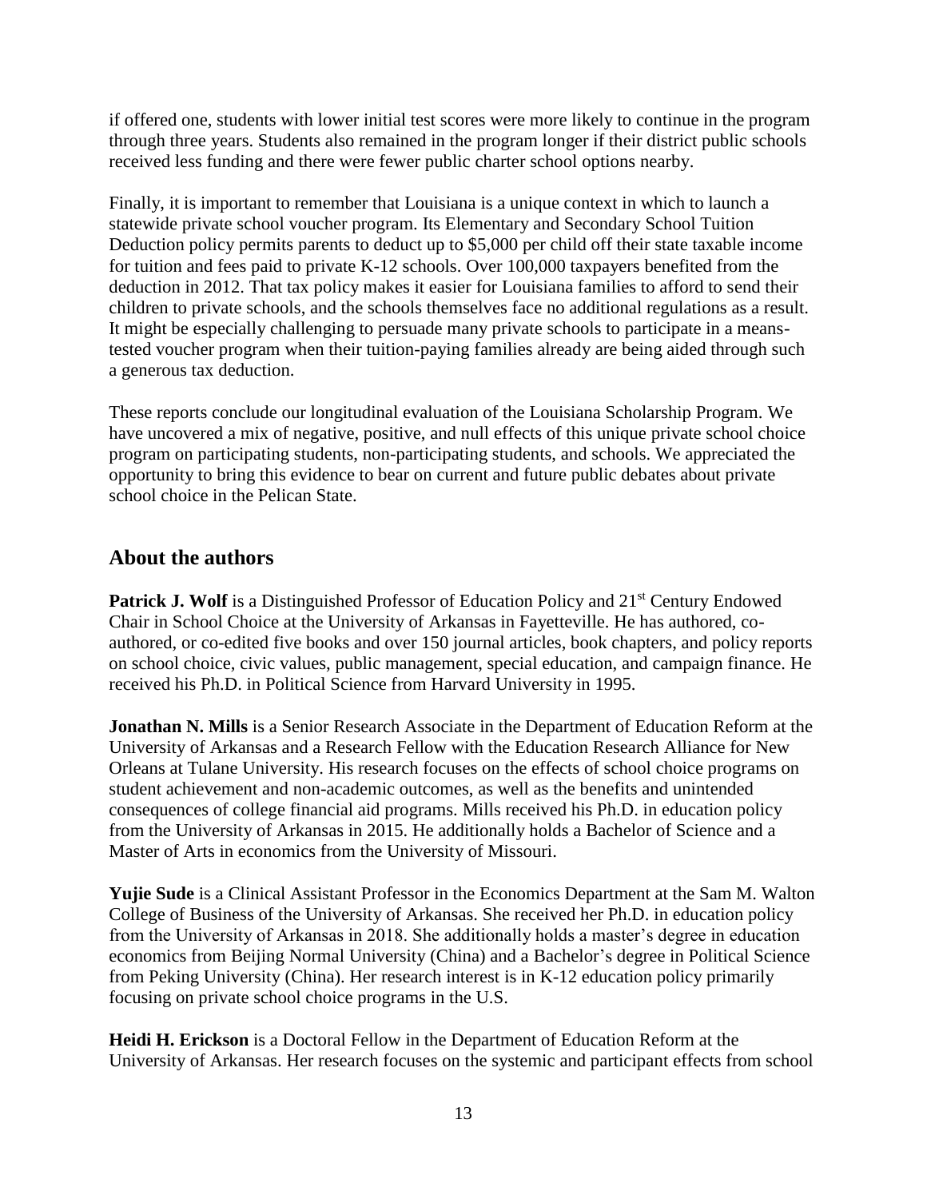if offered one, students with lower initial test scores were more likely to continue in the program through three years. Students also remained in the program longer if their district public schools received less funding and there were fewer public charter school options nearby.

Finally, it is important to remember that Louisiana is a unique context in which to launch a statewide private school voucher program. Its Elementary and Secondary School Tuition Deduction policy permits parents to deduct up to $5,000 per child off their state taxable income for tuition and fees paid to private K-12 schools. Over 100,000 taxpayers benefited from the deduction in 2012. That tax policy makes it easier for Louisiana families to afford to send their children to private schools, and the schools themselves face no additional regulations as a result. It might be especially challenging to persuade many private schools to participate in a means-tested voucher program when their tuition-paying families already are being aided through such a generous tax deduction.

These reports conclude our longitudinal evaluation of the Louisiana Scholarship Program. We have uncovered a mix of negative, positive, and null effects of this unique private school choice program on participating students, non-participating students, and schools. We appreciated the opportunity to bring this evidence to bear on current and future public debates about private school choice in the Pelican State.

## About the authors

**Patrick J. Wolf** is a Distinguished Professor of Education Policy and 21st Century Endowed Chair in School Choice at the University of Arkansas in Fayetteville. He has authored, co-authored, or co-edited five books and over 150 journal articles, book chapters, and policy reports on school choice, civic values, public management, special education, and campaign finance. He received his Ph.D. in Political Science from Harvard University in 1995.

**Jonathan N. Mills** is a Senior Research Associate in the Department of Education Reform at the University of Arkansas and a Research Fellow with the Education Research Alliance for New Orleans at Tulane University. His research focuses on the effects of school choice programs on student achievement and non-academic outcomes, as well as the benefits and unintended consequences of college financial aid programs. Mills received his Ph.D. in education policy from the University of Arkansas in 2015. He additionally holds a Bachelor of Science and a Master of Arts in economics from the University of Missouri.

**Yujie Sude** is a Clinical Assistant Professor in the Economics Department at the Sam M. Walton College of Business of the University of Arkansas. She received her Ph.D. in education policy from the University of Arkansas in 2018. She additionally holds a master's degree in education economics from Beijing Normal University (China) and a Bachelor's degree in Political Science from Peking University (China). Her research interest is in K-12 education policy primarily focusing on private school choice programs in the U.S.

**Heidi H. Erickson** is a Doctoral Fellow in the Department of Education Reform at the University of Arkansas. Her research focuses on the systemic and participant effects from school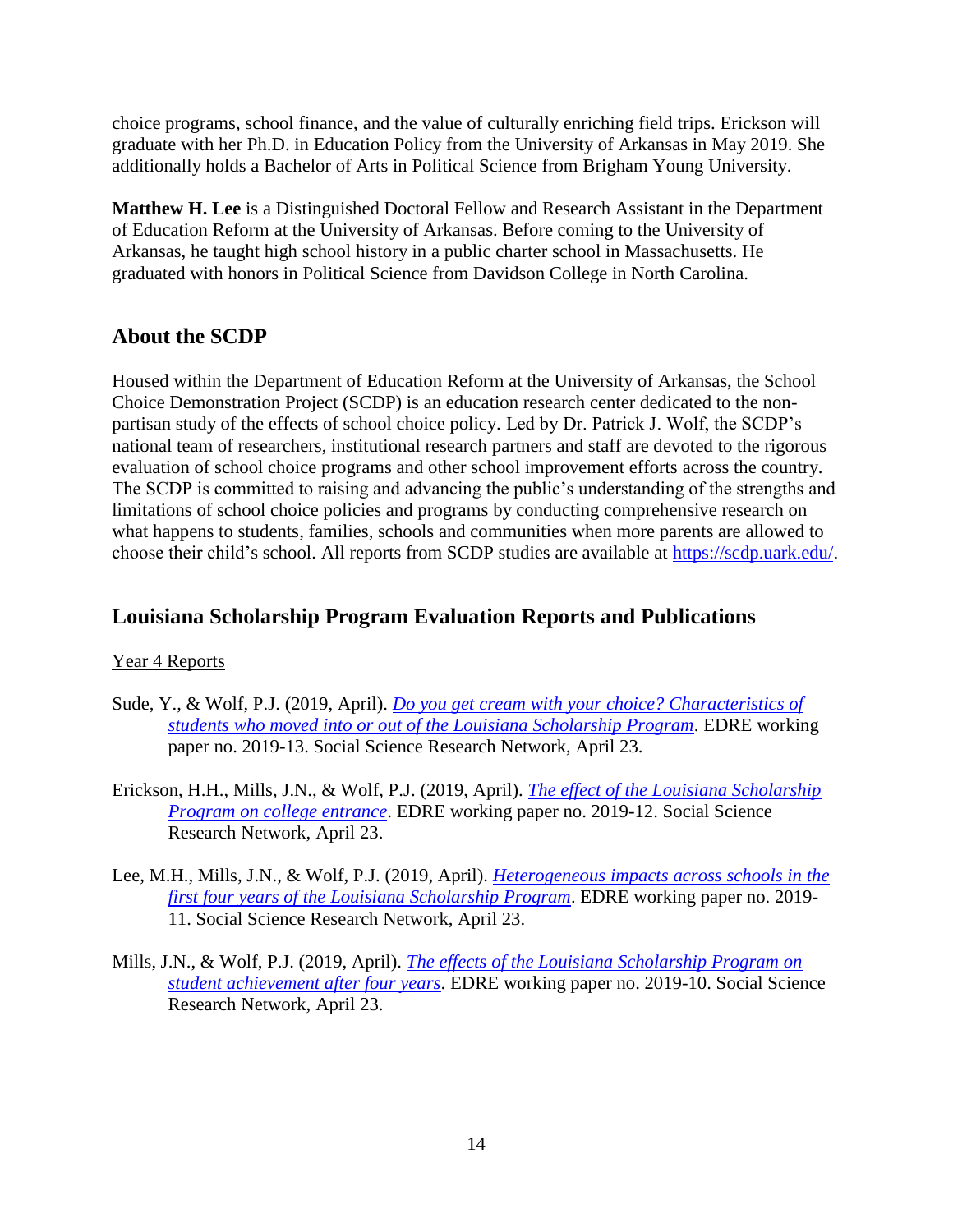choice programs, school finance, and the value of culturally enriching field trips. Erickson will graduate with her Ph.D. in Education Policy from the University of Arkansas in May 2019. She additionally holds a Bachelor of Arts in Political Science from Brigham Young University.

**Matthew H. Lee** is a Distinguished Doctoral Fellow and Research Assistant in the Department of Education Reform at the University of Arkansas. Before coming to the University of Arkansas, he taught high school history in a public charter school in Massachusetts. He graduated with honors in Political Science from Davidson College in North Carolina.

## About the SCDP

Housed within the Department of Education Reform at the University of Arkansas, the School Choice Demonstration Project (SCDP) is an education research center dedicated to the non-partisan study of the effects of school choice policy. Led by Dr. Patrick J. Wolf, the SCDP's national team of researchers, institutional research partners and staff are devoted to the rigorous evaluation of school choice programs and other school improvement efforts across the country. The SCDP is committed to raising and advancing the public's understanding of the strengths and limitations of school choice policies and programs by conducting comprehensive research on what happens to students, families, schools and communities when more parents are allowed to choose their child's school. All reports from SCDP studies are available at https://scdp.uark.edu/.

## Louisiana Scholarship Program Evaluation Reports and Publications

Year 4 Reports

Sude, Y., & Wolf, P.J. (2019, April). *Do you get cream with your choice? Characteristics of students who moved into or out of the Louisiana Scholarship Program*. EDRE working paper no. 2019-13. Social Science Research Network, April 23.

Erickson, H.H., Mills, J.N., & Wolf, P.J. (2019, April). *The effect of the Louisiana Scholarship Program on college entrance*. EDRE working paper no. 2019-12. Social Science Research Network, April 23.

Lee, M.H., Mills, J.N., & Wolf, P.J. (2019, April). *Heterogeneous impacts across schools in the first four years of the Louisiana Scholarship Program*. EDRE working paper no. 2019-11. Social Science Research Network, April 23.

Mills, J.N., & Wolf, P.J. (2019, April). *The effects of the Louisiana Scholarship Program on student achievement after four years*. EDRE working paper no. 2019-10. Social Science Research Network, April 23.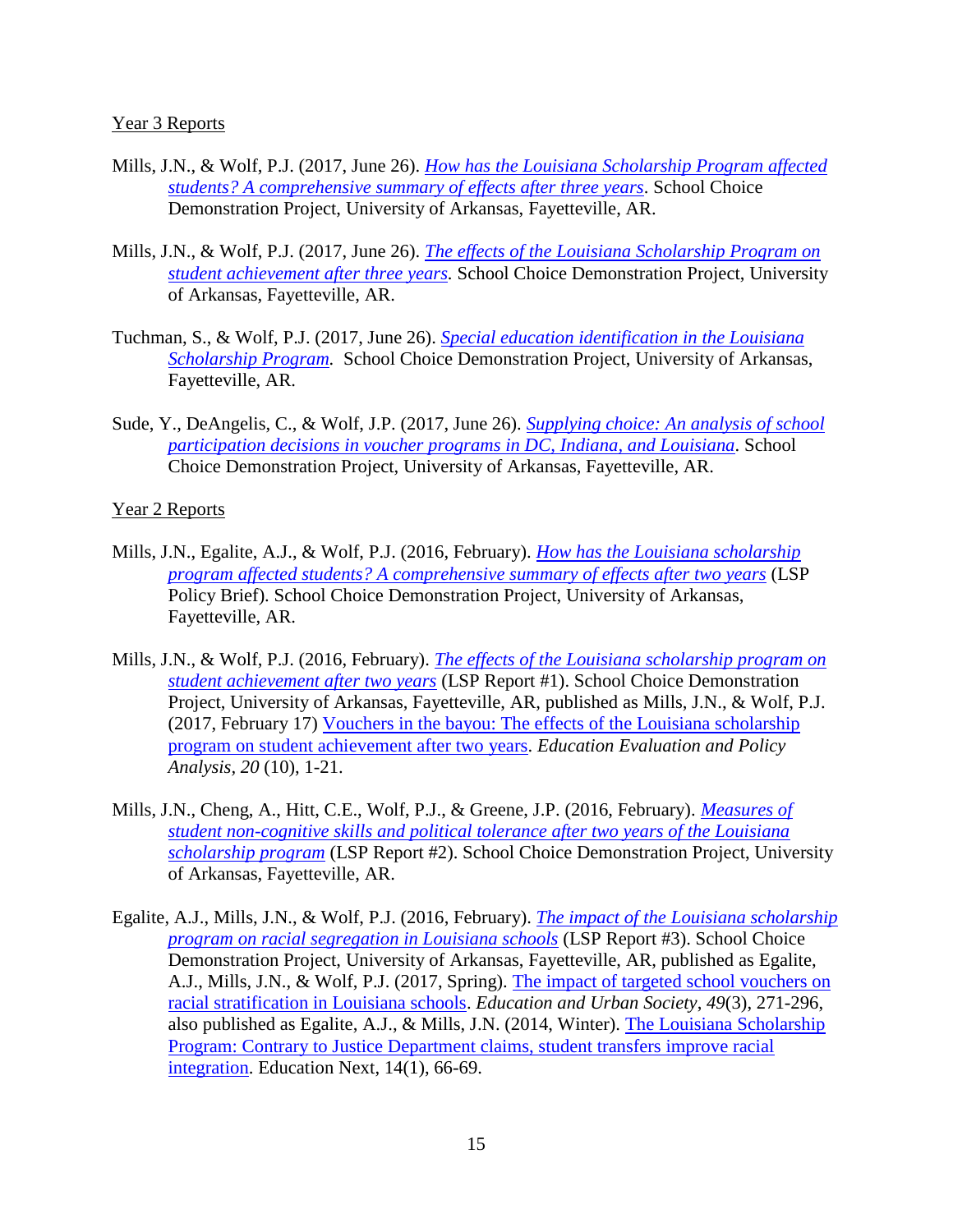Year 3 Reports

Mills, J.N., & Wolf, P.J. (2017, June 26). *How has the Louisiana Scholarship Program affected students? A comprehensive summary of effects after three years*. School Choice Demonstration Project, University of Arkansas, Fayetteville, AR.

Mills, J.N., & Wolf, P.J. (2017, June 26). *The effects of the Louisiana Scholarship Program on student achievement after three years*. School Choice Demonstration Project, University of Arkansas, Fayetteville, AR.

Tuchman, S., & Wolf, P.J. (2017, June 26). *Special education identification in the Louisiana Scholarship Program*. School Choice Demonstration Project, University of Arkansas, Fayetteville, AR.

Sude, Y., DeAngelis, C., & Wolf, J.P. (2017, June 26). *Supplying choice: An analysis of school participation decisions in voucher programs in DC, Indiana, and Louisiana*. School Choice Demonstration Project, University of Arkansas, Fayetteville, AR.

Year 2 Reports

Mills, J.N., Egalite, A.J., & Wolf, P.J. (2016, February). *How has the Louisiana scholarship program affected students? A comprehensive summary of effects after two years* (LSP Policy Brief). School Choice Demonstration Project, University of Arkansas, Fayetteville, AR.

Mills, J.N., & Wolf, P.J. (2016, February). *The effects of the Louisiana scholarship program on student achievement after two years* (LSP Report #1). School Choice Demonstration Project, University of Arkansas, Fayetteville, AR, published as Mills, J.N., & Wolf, P.J. (2017, February 17) Vouchers in the bayou: The effects of the Louisiana scholarship program on student achievement after two years. *Education Evaluation and Policy Analysis, 20* (10), 1-21.

Mills, J.N., Cheng, A., Hitt, C.E., Wolf, P.J., & Greene, J.P. (2016, February). *Measures of student non-cognitive skills and political tolerance after two years of the Louisiana scholarship program* (LSP Report #2). School Choice Demonstration Project, University of Arkansas, Fayetteville, AR.

Egalite, A.J., Mills, J.N., & Wolf, P.J. (2016, February). *The impact of the Louisiana scholarship program on racial segregation in Louisiana schools* (LSP Report #3). School Choice Demonstration Project, University of Arkansas, Fayetteville, AR, published as Egalite, A.J., Mills, J.N., & Wolf, P.J. (2017, Spring). The impact of targeted school vouchers on racial stratification in Louisiana schools. *Education and Urban Society*, *49*(3), 271-296, also published as Egalite, A.J., & Mills, J.N. (2014, Winter). The Louisiana Scholarship Program: Contrary to Justice Department claims, student transfers improve racial integration. Education Next, 14(1), 66-69.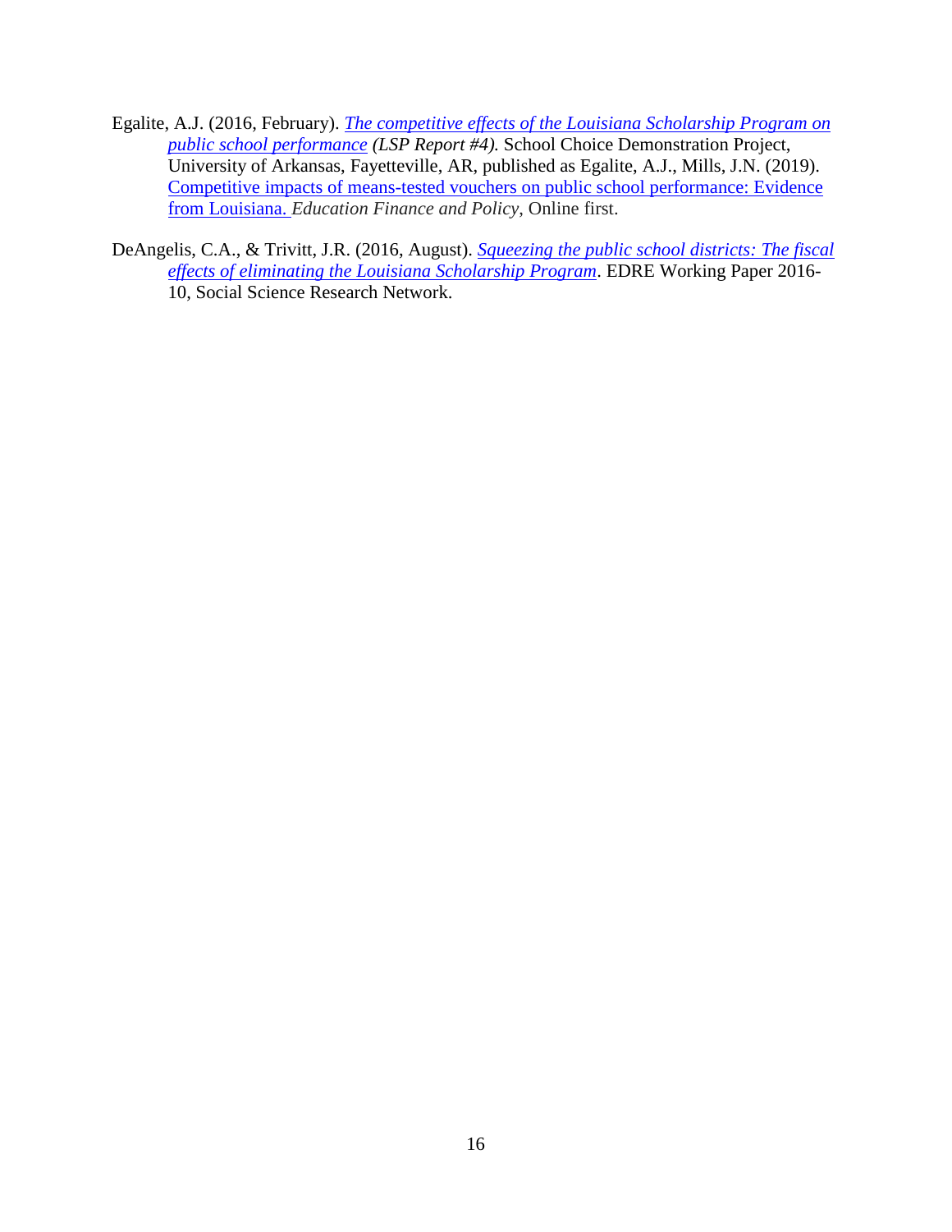Egalite, A.J. (2016, February). *The competitive effects of the Louisiana Scholarship Program on public school performance* *(LSP Report #4).* School Choice Demonstration Project, University of Arkansas, Fayetteville, AR, published as Egalite, A.J., Mills, J.N. (2019). Competitive impacts of means-tested vouchers on public school performance: Evidence from Louisiana. *Education Finance and Policy*, Online first.

DeAngelis, C.A., & Trivitt, J.R. (2016, August). *Squeezing the public school districts: The fiscal effects of eliminating the Louisiana Scholarship Program*. EDRE Working Paper 2016-10, Social Science Research Network.